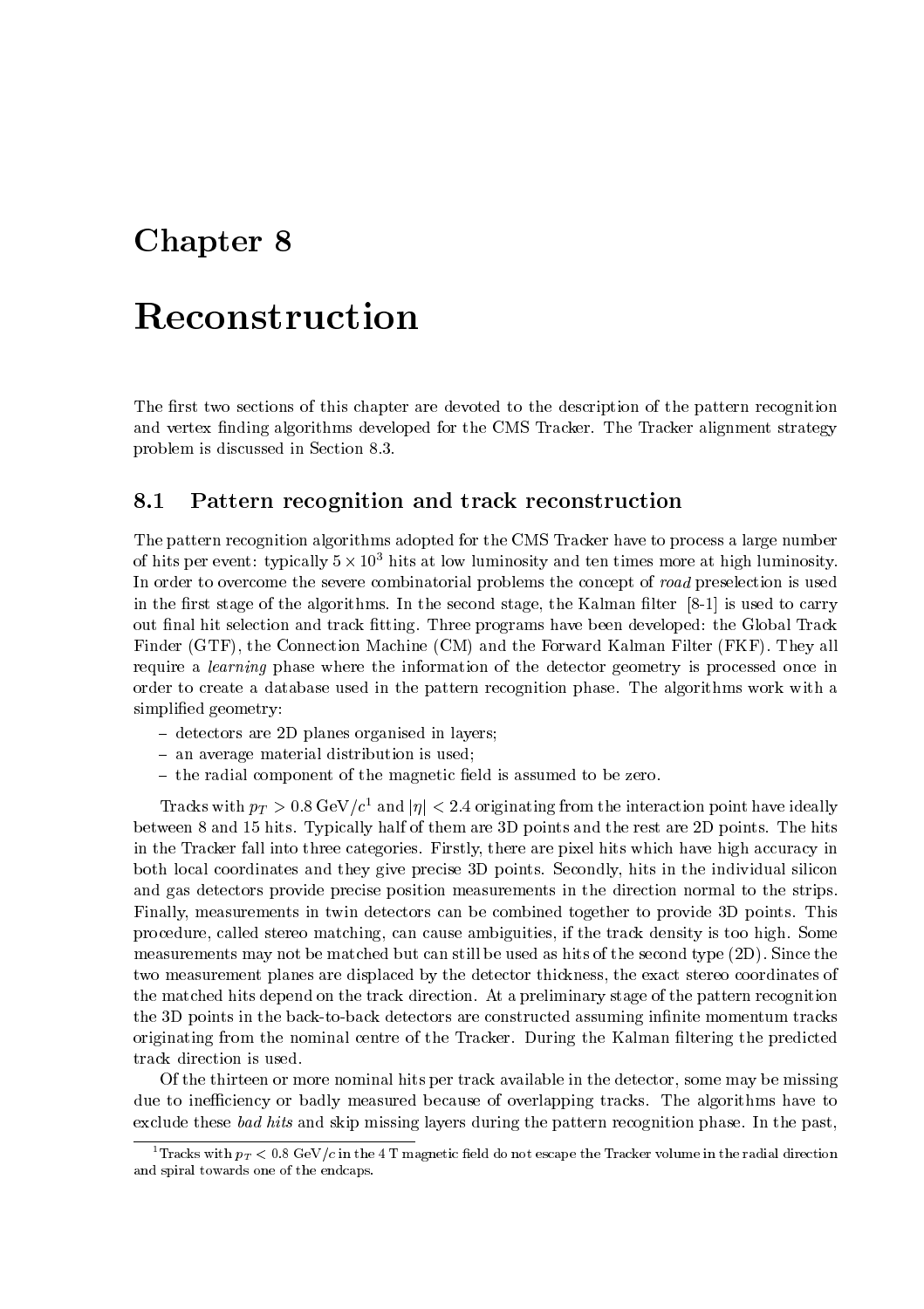# Chapter 8

# Reconstruction

The first two sections of this chapter are devoted to the description of the pattern recognition and vertex finding algorithms developed for the CMS Tracker. The Tracker alignment strategy problem is discussed in Section 8.3.

## 8.1 Pattern recognition and track reconstruction

The pattern recognition algorithms adopted for the CMS Tracker have to process a large number of hits per event: typically $5 \times 10^3$ hits at low luminosity and ten times more at high luminosity. In order to overcome the severe combinatorial problems the concept of *road* preselection is used in the first stage of the algorithms. In the second stage, the Kalman filter [8-1] is used to carry out final hit selection and track fitting. Three programs have been developed: the Global Track Finder (GTF), the Connection Machine (CM) and the Forward Kalman Filter (FKF). They all require a *learning* phase where the information of the detector geometry is processed once in order to create a database used in the pattern recognition phase. The algorithms work with a simplified geometry:

- detectors are 2D planes organised in layers;
- an average material distribution is used;
- the radial component of the magnetic field is assumed to be zero.

Tracks with $p_T > 0.8$ GeV/$c$[1] and $|\eta| < 2.4$ originating from the interaction point have ideally between 8 and 15 hits. Typically half of them are 3D points and the rest are 2D points. The hits in the Tracker fall into three categories. Firstly, there are pixel hits which have high accuracy in both local coordinates and they give precise 3D points. Secondly, hits in the individual silicon and gas detectors provide precise position measurements in the direction normal to the strips. Finally, measurements in twin detectors can be combined together to provide 3D points. This procedure, called stereo matching, can cause ambiguities, if the track density is too high. Some measurements may not be matched but can still be used as hits of the second type (2D). Since the two measurement planes are displaced by the detector thickness, the exact stereo coordinates of the matched hits depend on the track direction. At a preliminary stage of the pattern recognition the 3D points in the back-to-back detectors are constructed assuming infinite momentum tracks originating from the nominal centre of the Tracker. During the Kalman filtering the predicted track direction is used.

Of the thirteen or more nominal hits per track available in the detector, some may be missing due to inefficiency or badly measured because of overlapping tracks. The algorithms have to exclude these *bad hits* and skip missing layers during the pattern recognition phase. In the past,

[1] Tracks with $p_T < 0.8$ GeV/$c$ in the 4 T magnetic field do not escape the Tracker volume in the radial direction and spiral towards one of the endcaps.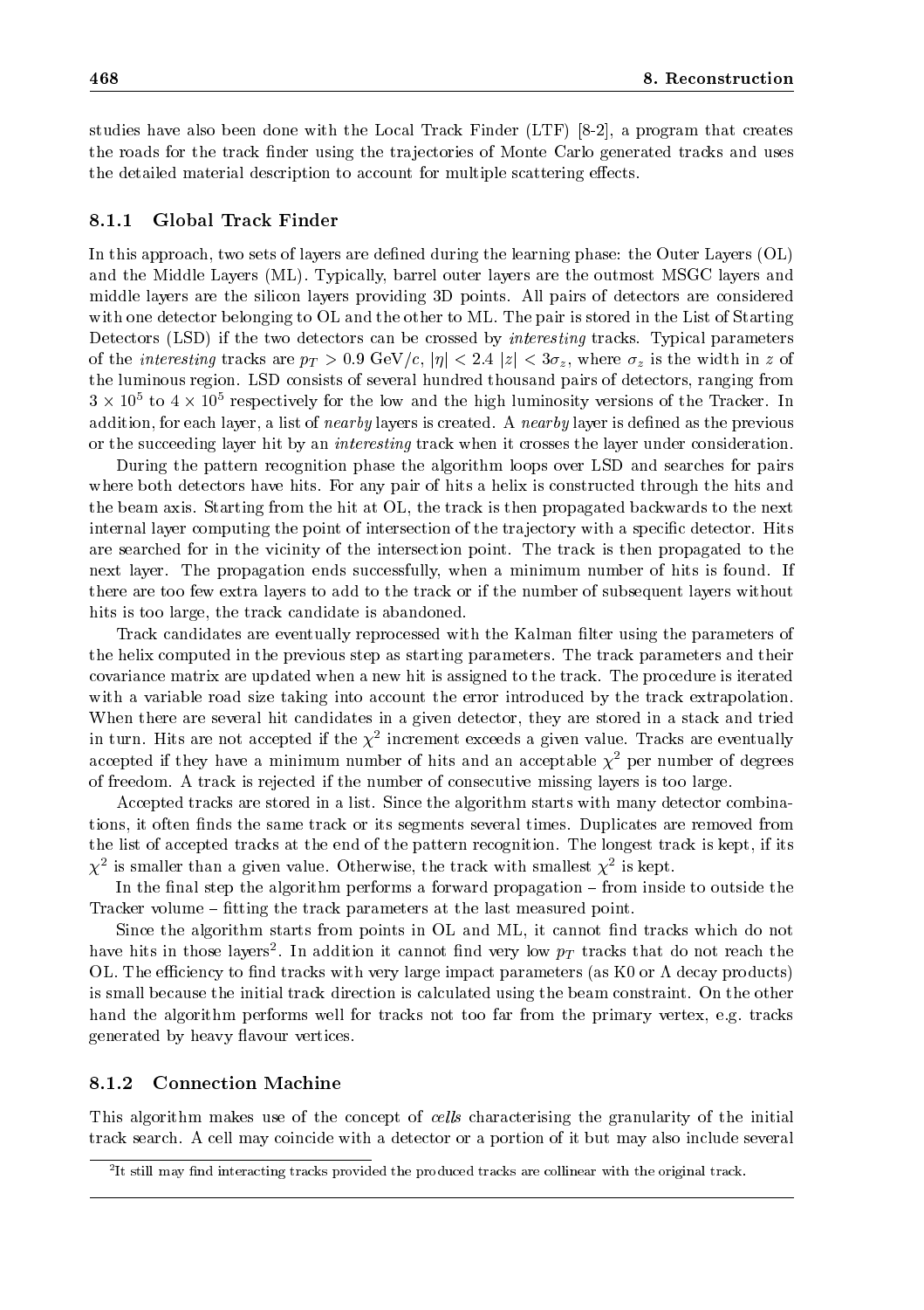studies have also been done with the Local Track Finder (LTF) [8-2], a program that creates the roads for the track finder using the trajectories of Monte Carlo generated tracks and uses the detailed material description to account for multiple scattering effects.

### 8.1.1 Global Track Finder

In this approach, two sets of layers are defined during the learning phase: the Outer Layers (OL) and the Middle Layers (ML). Typically, barrel outer layers are the outmost MSGC layers and middle layers are the silicon layers providing 3D points. All pairs of detectors are considered with one detector belonging to OL and the other to ML. The pair is stored in the List of Starting Detectors (LSD) if the two detectors can be crossed by *interesting* tracks. Typical parameters of the *interesting* tracks are $p_T > 0.9$ GeV/$c$, $|\eta| < 2.4$ $|z| < 3\sigma_z$, where $\sigma_z$ is the width in $z$ of the luminous region. LSD consists of several hundred thousand pairs of detectors, ranging from $3 \times 10^5$ to $4 \times 10^5$ respectively for the low and the high luminosity versions of the Tracker. In addition, for each layer, a list of *nearby* layers is created. A *nearby* layer is defined as the previous or the succeeding layer hit by an *interesting* track when it crosses the layer under consideration.

During the pattern recognition phase the algorithm loops over LSD and searches for pairs where both detectors have hits. For any pair of hits a helix is constructed through the hits and the beam axis. Starting from the hit at OL, the track is then propagated backwards to the next internal layer computing the point of intersection of the trajectory with a specific detector. Hits are searched for in the vicinity of the intersection point. The track is then propagated to the next layer. The propagation ends successfully, when a minimum number of hits is found. If there are too few extra layers to add to the track or if the number of subsequent layers without hits is too large, the track candidate is abandoned.

Track candidates are eventually reprocessed with the Kalman filter using the parameters of the helix computed in the previous step as starting parameters. The track parameters and their covariance matrix are updated when a new hit is assigned to the track. The procedure is iterated with a variable road size taking into account the error introduced by the track extrapolation. When there are several hit candidates in a given detector, they are stored in a stack and tried in turn. Hits are not accepted if the $\chi^2$ increment exceeds a given value. Tracks are eventually accepted if they have a minimum number of hits and an acceptable $\chi^2$ per number of degrees of freedom. A track is rejected if the number of consecutive missing layers is too large.

Accepted tracks are stored in a list. Since the algorithm starts with many detector combinations, it often finds the same track or its segments several times. Duplicates are removed from the list of accepted tracks at the end of the pattern recognition. The longest track is kept, if its $\chi^2$ is smaller than a given value. Otherwise, the track with smallest $\chi^2$ is kept.

In the final step the algorithm performs a forward propagation – from inside to outside the Tracker volume – fitting the track parameters at the last measured point.

Since the algorithm starts from points in OL and ML, it cannot find tracks which do not have hits in those layers[2]. In addition it cannot find very low $p_T$ tracks that do not reach the OL. The efficiency to find tracks with very large impact parameters (as K0 or $\Lambda$ decay products) is small because the initial track direction is calculated using the beam constraint. On the other hand the algorithm performs well for tracks not too far from the primary vertex, e.g. tracks generated by heavy flavour vertices.

### 8.1.2 Connection Machine

This algorithm makes use of the concept of *cells* characterising the granularity of the initial track search. A cell may coincide with a detector or a portion of it but may also include several

[2] It still may find interacting tracks provided the produced tracks are collinear with the original track.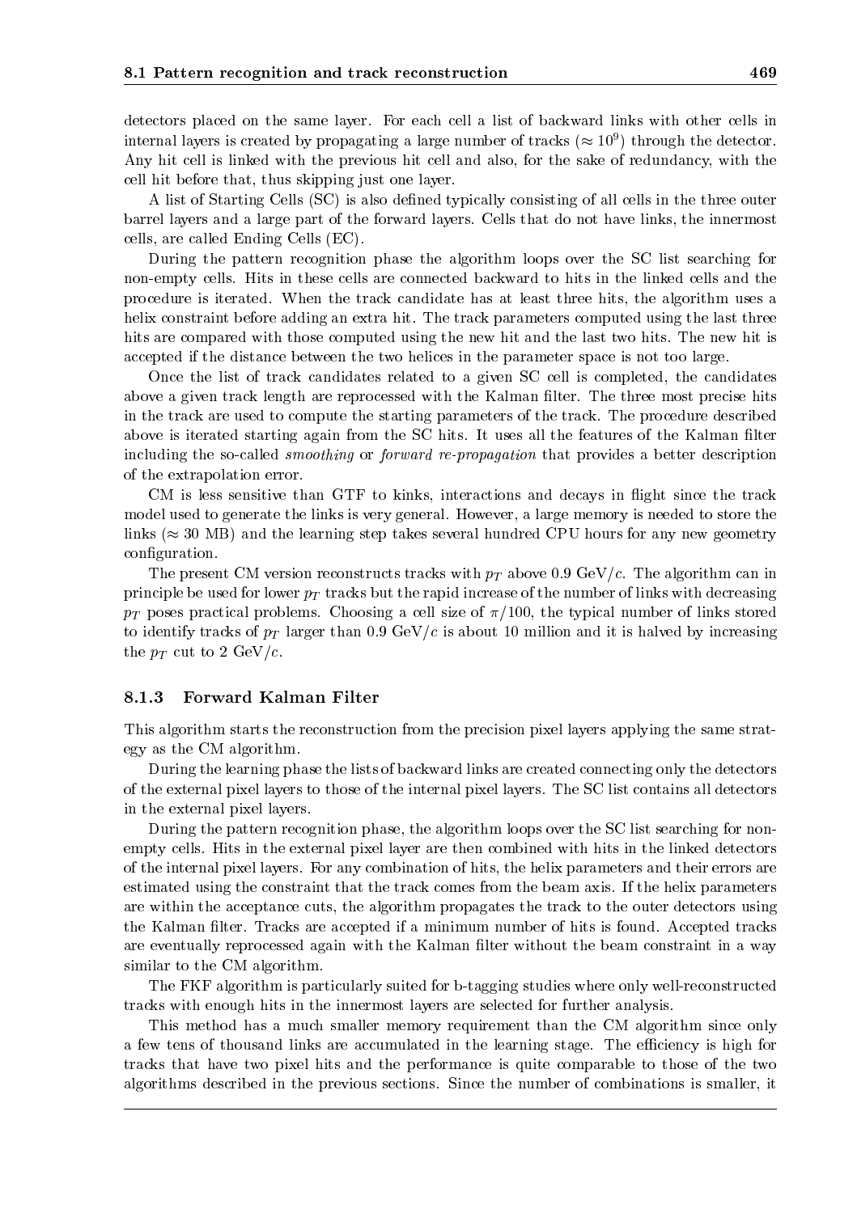detectors placed on the same layer. For each cell a list of backward links with other cells in internal layers is created by propagating a large number of tracks ($\approx 10^9$) through the detector. Any hit cell is linked with the previous hit cell and also, for the sake of redundancy, with the cell hit before that, thus skipping just one layer.

A list of Starting Cells (SC) is also defined typically consisting of all cells in the three outer barrel layers and a large part of the forward layers. Cells that do not have links, the innermost cells, are called Ending Cells (EC).

During the pattern recognition phase the algorithm loops over the SC list searching for non-empty cells. Hits in these cells are connected backward to hits in the linked cells and the procedure is iterated. When the track candidate has at least three hits, the algorithm uses a helix constraint before adding an extra hit. The track parameters computed using the last three hits are compared with those computed using the new hit and the last two hits. The new hit is accepted if the distance between the two helices in the parameter space is not too large.

Once the list of track candidates related to a given SC cell is completed, the candidates above a given track length are reprocessed with the Kalman filter. The three most precise hits in the track are used to compute the starting parameters of the track. The procedure described above is iterated starting again from the SC hits. It uses all the features of the Kalman filter including the so-called *smoothing* or *forward re-propagation* that provides a better description of the extrapolation error.

CM is less sensitive than GTF to kinks, interactions and decays in flight since the track model used to generate the links is very general. However, a large memory is needed to store the links ($\approx 30$ MB) and the learning step takes several hundred CPU hours for any new geometry configuration.

The present CM version reconstructs tracks with $p_T$ above 0.9 GeV$/c$. The algorithm can in principle be used for lower $p_T$ tracks but the rapid increase of the number of links with decreasing $p_T$ poses practical problems. Choosing a cell size of $\pi/100$, the typical number of links stored to identify tracks of $p_T$ larger than 0.9 GeV$/c$ is about 10 million and it is halved by increasing the $p_T$ cut to 2 GeV$/c$.

### 8.1.3 Forward Kalman Filter

This algorithm starts the reconstruction from the precision pixel layers applying the same strategy as the CM algorithm.

During the learning phase the lists of backward links are created connecting only the detectors of the external pixel layers to those of the internal pixel layers. The SC list contains all detectors in the external pixel layers.

During the pattern recognition phase, the algorithm loops over the SC list searching for non-empty cells. Hits in the external pixel layer are then combined with hits in the linked detectors of the internal pixel layers. For any combination of hits, the helix parameters and their errors are estimated using the constraint that the track comes from the beam axis. If the helix parameters are within the acceptance cuts, the algorithm propagates the track to the outer detectors using the Kalman filter. Tracks are accepted if a minimum number of hits is found. Accepted tracks are eventually reprocessed again with the Kalman filter without the beam constraint in a way similar to the CM algorithm.

The FKF algorithm is particularly suited for b-tagging studies where only well-reconstructed tracks with enough hits in the innermost layers are selected for further analysis.

This method has a much smaller memory requirement than the CM algorithm since only a few tens of thousand links are accumulated in the learning stage. The efficiency is high for tracks that have two pixel hits and the performance is quite comparable to those of the two algorithms described in the previous sections. Since the number of combinations is smaller, it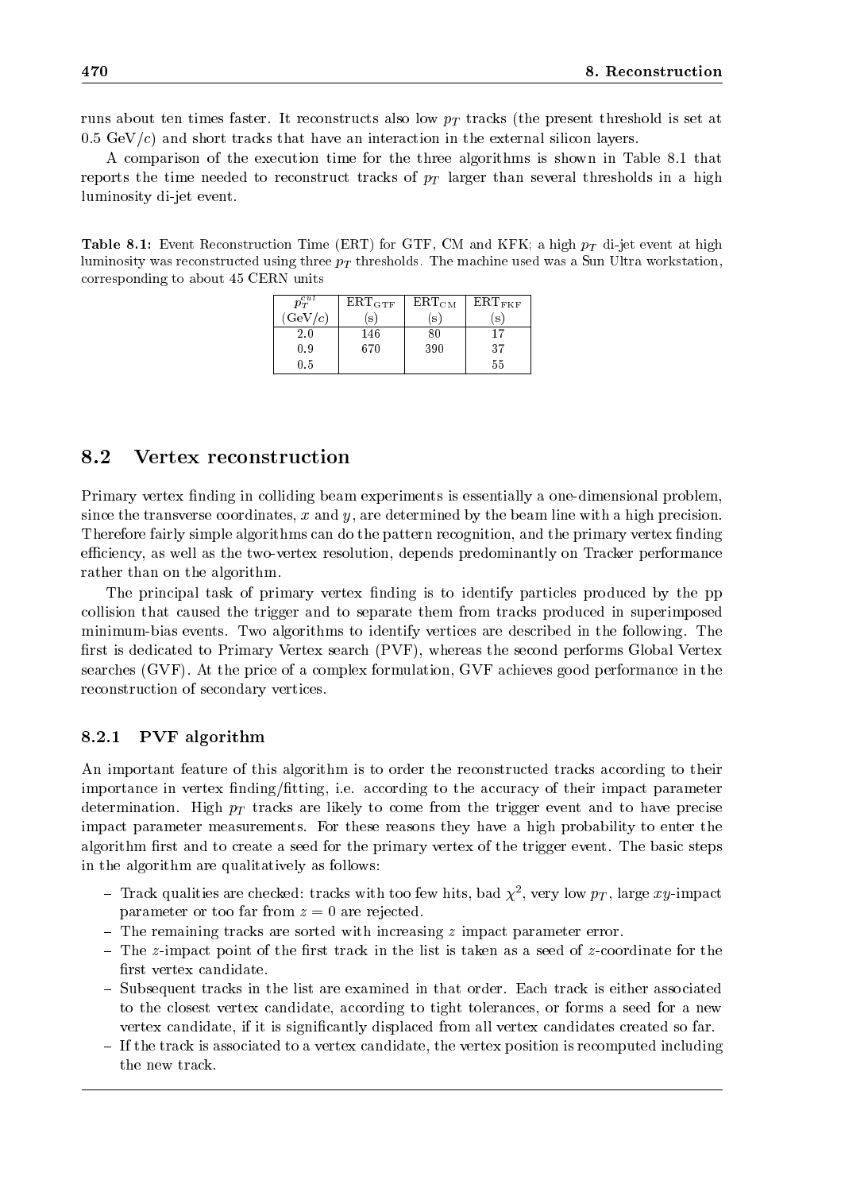runs about ten times faster. It reconstructs also low $p_T$ tracks (the present threshold is set at 0.5 GeV/$c$) and short tracks that have an interaction in the external silicon layers.

A comparison of the execution time for the three algorithms is shown in Table 8.1 that reports the time needed to reconstruct tracks of $p_T$ larger than several thresholds in a high luminosity di-jet event.

**Table 8.1:** Event Reconstruction Time (ERT) for GTF, CM and KFK; a high $p_T$ di-jet event at high luminosity was reconstructed using three $p_T$ thresholds. The machine used was a Sun Ultra workstation, corresponding to about 45 CERN units

| $p_T^{cut}$ (GeV/$c$) | $\mathrm{ERT_{GTF}}$ (s) | $\mathrm{ERT_{CM}}$ (s) | $\mathrm{ERT_{FKF}}$ (s) |
|---|---|---|---|
| 2.0 | 146 | 80 | 17 |
| 0.9 | 670 | 390 | 37 |
| 0.5 | | | 55 |

## 8.2 Vertex reconstruction

Primary vertex finding in colliding beam experiments is essentially a one-dimensional problem, since the transverse coordinates, $x$ and $y$, are determined by the beam line with a high precision. Therefore fairly simple algorithms can do the pattern recognition, and the primary vertex finding efficiency, as well as the two-vertex resolution, depends predominantly on Tracker performance rather than on the algorithm.

The principal task of primary vertex finding is to identify particles produced by the pp collision that caused the trigger and to separate them from tracks produced in superimposed minimum-bias events. Two algorithms to identify vertices are described in the following. The first is dedicated to Primary Vertex search (PVF), whereas the second performs Global Vertex searches (GVF). At the price of a complex formulation, GVF achieves good performance in the reconstruction of secondary vertices.

### 8.2.1 PVF algorithm

An important feature of this algorithm is to order the reconstructed tracks according to their importance in vertex finding/fitting, i.e. according to the accuracy of their impact parameter determination. High $p_T$ tracks are likely to come from the trigger event and to have precise impact parameter measurements. For these reasons they have a high probability to enter the algorithm first and to create a seed for the primary vertex of the trigger event. The basic steps in the algorithm are qualitatively as follows:

- Track qualities are checked: tracks with too few hits, bad $\chi^2$, very low $p_T$, large $xy$-impact parameter or too far from $z = 0$ are rejected.
- The remaining tracks are sorted with increasing $z$ impact parameter error.
- The $z$-impact point of the first track in the list is taken as a seed of $z$-coordinate for the first vertex candidate.
- Subsequent tracks in the list are examined in that order. Each track is either associated to the closest vertex candidate, according to tight tolerances, or forms a seed for a new vertex candidate, if it is significantly displaced from all vertex candidates created so far.
- If the track is associated to a vertex candidate, the vertex position is recomputed including the new track.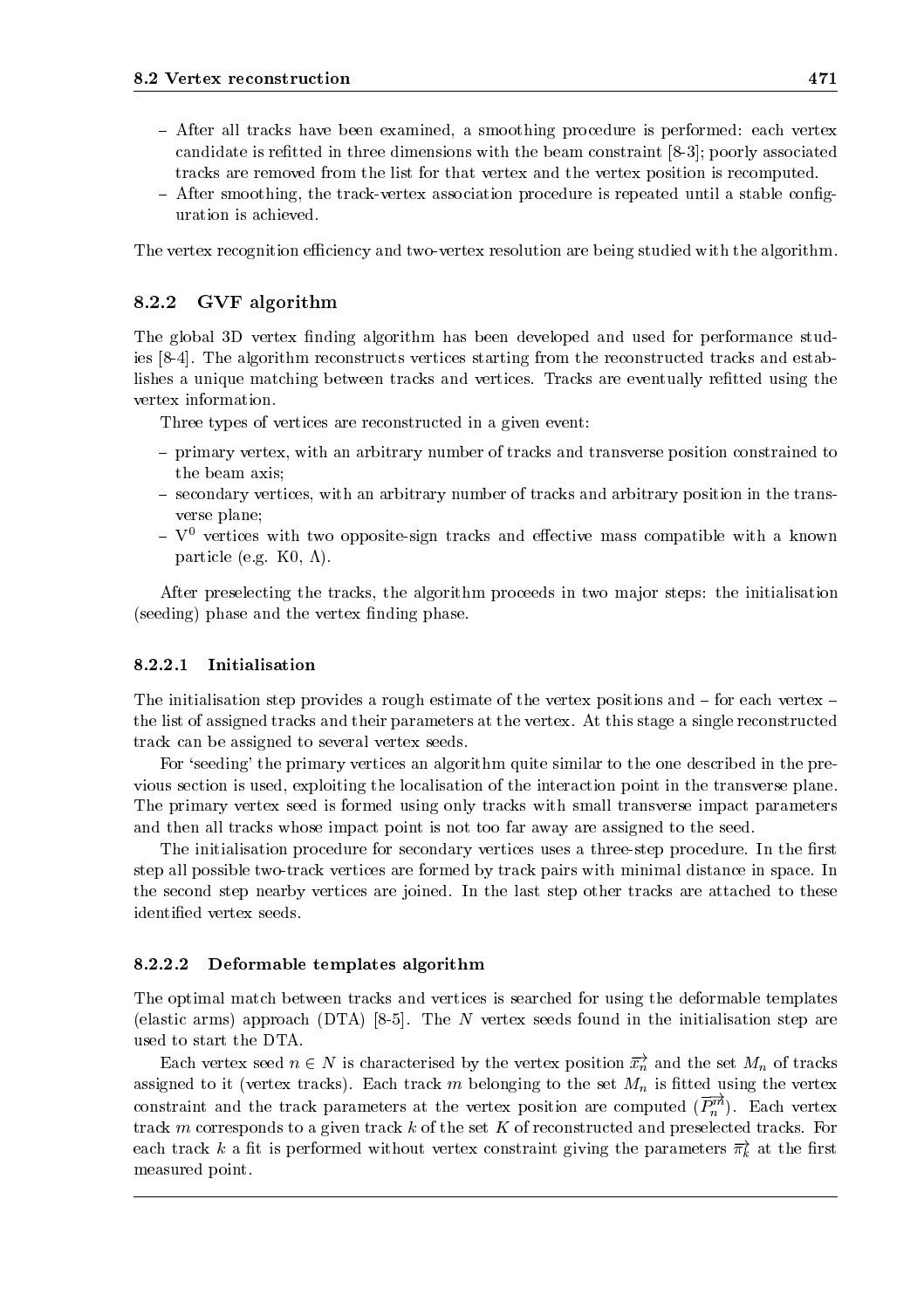- After all tracks have been examined, a smoothing procedure is performed: each vertex candidate is refitted in three dimensions with the beam constraint [8-3]; poorly associated tracks are removed from the list for that vertex and the vertex position is recomputed.
- After smoothing, the track-vertex association procedure is repeated until a stable configuration is achieved.

The vertex recognition efficiency and two-vertex resolution are being studied with the algorithm.

### 8.2.2 GVF algorithm

The global 3D vertex finding algorithm has been developed and used for performance studies [8-4]. The algorithm reconstructs vertices starting from the reconstructed tracks and establishes a unique matching between tracks and vertices. Tracks are eventually refitted using the vertex information.

Three types of vertices are reconstructed in a given event:

- primary vertex, with an arbitrary number of tracks and transverse position constrained to the beam axis;
- secondary vertices, with an arbitrary number of tracks and arbitrary position in the transverse plane;
- $V^0$ vertices with two opposite-sign tracks and effective mass compatible with a known particle (e.g. K0, $\Lambda$).

After preselecting the tracks, the algorithm proceeds in two major steps: the initialisation (seeding) phase and the vertex finding phase.

#### 8.2.2.1 Initialisation

The initialisation step provides a rough estimate of the vertex positions and – for each vertex – the list of assigned tracks and their parameters at the vertex. At this stage a single reconstructed track can be assigned to several vertex seeds.

For 'seeding' the primary vertices an algorithm quite similar to the one described in the previous section is used, exploiting the localisation of the interaction point in the transverse plane. The primary vertex seed is formed using only tracks with small transverse impact parameters and then all tracks whose impact point is not too far away are assigned to the seed.

The initialisation procedure for secondary vertices uses a three-step procedure. In the first step all possible two-track vertices are formed by track pairs with minimal distance in space. In the second step nearby vertices are joined. In the last step other tracks are attached to these identified vertex seeds.

#### 8.2.2.2 Deformable templates algorithm

The optimal match between tracks and vertices is searched for using the deformable templates (elastic arms) approach (DTA) [8-5]. The $N$ vertex seeds found in the initialisation step are used to start the DTA.

Each vertex seed $n \in N$ is characterised by the vertex position $\vec{x_n}$ and the set $M_n$ of tracks assigned to it (vertex tracks). Each track $m$ belonging to the set $M_n$ is fitted using the vertex constraint and the track parameters at the vertex position are computed ($\vec{P_n^m}$). Each vertex track $m$ corresponds to a given track $k$ of the set $K$ of reconstructed and preselected tracks. For each track $k$ a fit is performed without vertex constraint giving the parameters $\vec{\pi_k}$ at the first measured point.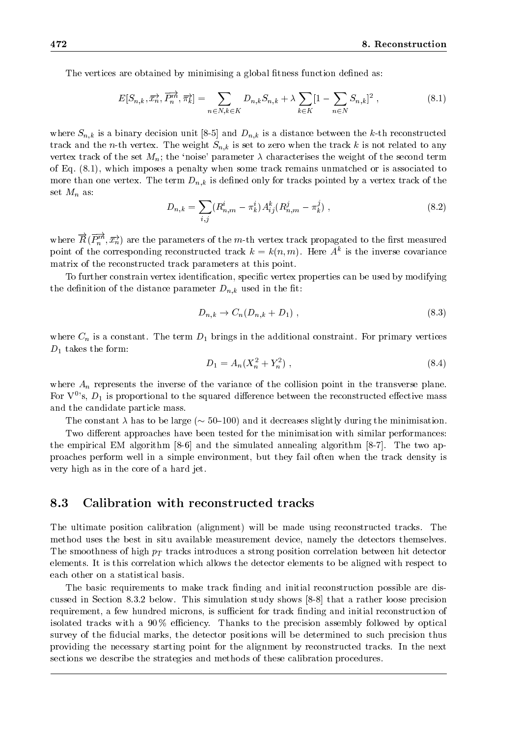The vertices are obtained by minimising a global fitness function defined as:

$$E[S_{n,k}, \vec{x_n}, \vec{P_n^m}, \vec{\pi_k}] = \sum_{n \in N, k \in K} D_{n,k} S_{n,k} + \lambda \sum_{k \in K} [1 - \sum_{n \in N} S_{n,k}]^2 \, , \tag{8.1}$$

where $S_{n,k}$ is a binary decision unit [8-5] and $D_{n,k}$ is a distance between the $k$-th reconstructed track and the $n$-th vertex. The weight $S_{n,k}$ is set to zero when the track $k$ is not related to any vertex track of the set $M_n$; the 'noise' parameter $\lambda$ characterises the weight of the second term of Eq. (8.1), which imposes a penalty when some track remains unmatched or is associated to more than one vertex. The term $D_{n,k}$ is defined only for tracks pointed by a vertex track of the set $M_n$ as:

$$D_{n,k} = \sum_{i,j} (R^i_{n,m} - \pi^i_k) A^k_{ij} (R^j_{n,m} - \pi^j_k) \, , \tag{8.2}$$

where $\vec{R}(\vec{P_n^m}, \vec{x_n})$ are the parameters of the $m$-th vertex track propagated to the first measured point of the corresponding reconstructed track $k = k(n,m)$. Here $A^k$ is the inverse covariance matrix of the reconstructed track parameters at this point.

To further constrain vertex identification, specific vertex properties can be used by modifying the definition of the distance parameter $D_{n,k}$ used in the fit:

$$D_{n,k} \to C_n (D_{n,k} + D_1) \, , \tag{8.3}$$

where $C_n$ is a constant. The term $D_1$ brings in the additional constraint. For primary vertices $D_1$ takes the form:

$$D_1 = A_n (X_n^2 + Y_n^2) \, , \tag{8.4}$$

where $A_n$ represents the inverse of the variance of the collision point in the transverse plane. For $V^0$'s, $D_1$ is proportional to the squared difference between the reconstructed effective mass and the candidate particle mass.

The constant $\lambda$ has to be large ($\sim$ 50–100) and it decreases slightly during the minimisation.

Two different approaches have been tested for the minimisation with similar performances: the empirical EM algorithm [8-6] and the simulated annealing algorithm [8-7]. The two approaches perform well in a simple environment, but they fail often when the track density is very high as in the core of a hard jet.

## 8.3 Calibration with reconstructed tracks

The ultimate position calibration (alignment) will be made using reconstructed tracks. The method uses the best in situ available measurement device, namely the detectors themselves. The smoothness of high $p_T$ tracks introduces a strong position correlation between hit detector elements. It is this correlation which allows the detector elements to be aligned with respect to each other on a statistical basis.

The basic requirements to make track finding and initial reconstruction possible are discussed in Section 8.3.2 below. This simulation study shows [8-8] that a rather loose precision requirement, a few hundred microns, is sufficient for track finding and initial reconstruction of isolated tracks with a 90 % efficiency. Thanks to the precision assembly followed by optical survey of the fiducial marks, the detector positions will be determined to such precision thus providing the necessary starting point for the alignment by reconstructed tracks. In the next sections we describe the strategies and methods of these calibration procedures.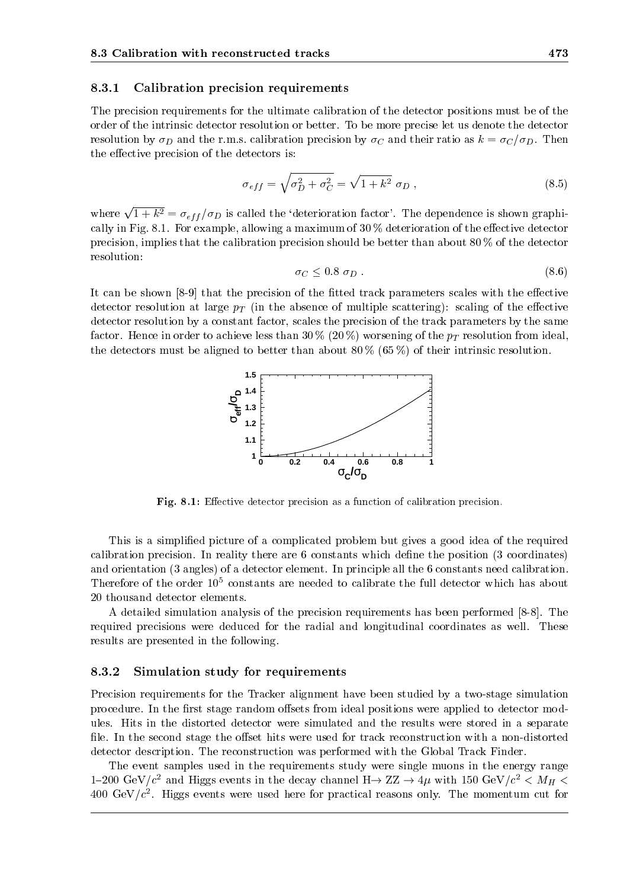### 8.3.1 Calibration precision requirements

The precision requirements for the ultimate calibration of the detector positions must be of the order of the intrinsic detector resolution or better. To be more precise let us denote the detector resolution by $\sigma_D$ and the r.m.s. calibration precision by $\sigma_C$ and their ratio as $k = \sigma_C/\sigma_D$. Then the effective precision of the detectors is:

$$\sigma_{eff} = \sqrt{\sigma_D^2 + \sigma_C^2} = \sqrt{1+k^2}\ \sigma_D\ , \tag{8.5}$$

where $\sqrt{1+k^2} = \sigma_{eff}/\sigma_D$ is called the 'deterioration factor'. The dependence is shown graphically in Fig. 8.1. For example, allowing a maximum of 30 % deterioration of the effective detector precision, implies that the calibration precision should be better than about 80 % of the detector resolution:

$$\sigma_C \leq 0.8\ \sigma_D\ . \tag{8.6}$$

It can be shown [8-9] that the precision of the fitted track parameters scales with the effective detector resolution at large $p_T$ (in the absence of multiple scattering): scaling of the effective detector resolution by a constant factor, scales the precision of the track parameters by the same factor. Hence in order to achieve less than 30 % (20 %) worsening of the $p_T$ resolution from ideal, the detectors must be aligned to better than about 80 % (65 %) of their intrinsic resolution.

**Fig. 8.1:** Effective detector precision as a function of calibration precision.

This is a simplified picture of a complicated problem but gives a good idea of the required calibration precision. In reality there are 6 constants which define the position (3 coordinates) and orientation (3 angles) of a detector element. In principle all the 6 constants need calibration. Therefore of the order $10^5$ constants are needed to calibrate the full detector which has about 20 thousand detector elements.

A detailed simulation analysis of the precision requirements has been performed [8-8]. The required precisions were deduced for the radial and longitudinal coordinates as well. These results are presented in the following.

### 8.3.2 Simulation study for requirements

Precision requirements for the Tracker alignment have been studied by a two-stage simulation procedure. In the first stage random offsets from ideal positions were applied to detector modules. Hits in the distorted detector were simulated and the results were stored in a separate file. In the second stage the offset hits were used for track reconstruction with a non-distorted detector description. The reconstruction was performed with the Global Track Finder.

The event samples used in the requirements study were single muons in the energy range 1–200 GeV/$c^2$ and Higgs events in the decay channel H→ ZZ → $4\mu$ with 150 GeV/$c^2$ < $M_H$ < 400 GeV/$c^2$. Higgs events were used here for practical reasons only. The momentum cut for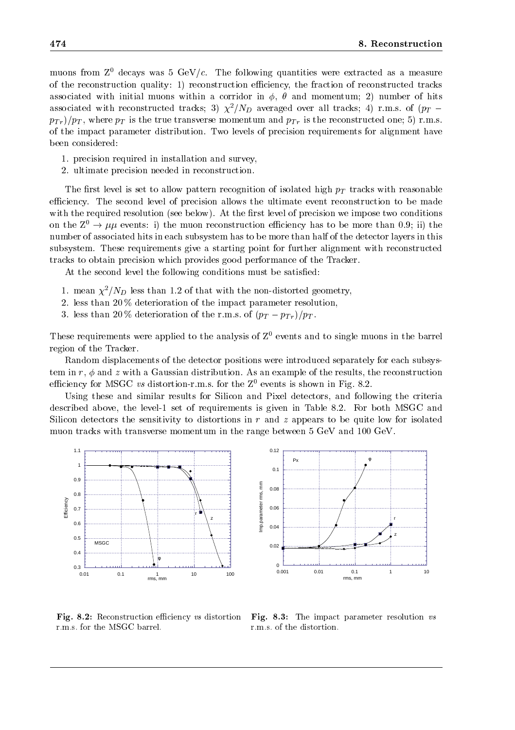muons from $Z^0$ decays was 5 GeV/$c$. The following quantities were extracted as a measure of the reconstruction quality: 1) reconstruction efficiency, the fraction of reconstructed tracks associated with initial muons within a corridor in $\phi$, $\theta$ and momentum; 2) number of hits associated with reconstructed tracks; 3) $\chi^2/N_D$ averaged over all tracks; 4) r.m.s. of $(p_T - p_{Tr})/p_T$, where $p_T$ is the true transverse momentum and $p_{Tr}$ is the reconstructed one; 5) r.m.s. of the impact parameter distribution. Two levels of precision requirements for alignment have been considered:

1. precision required in installation and survey,
2. ultimate precision needed in reconstruction.

The first level is set to allow pattern recognition of isolated high $p_T$ tracks with reasonable efficiency. The second level of precision allows the ultimate event reconstruction to be made with the required resolution (see below). At the first level of precision we impose two conditions on the $Z^0 \to \mu\mu$ events: i) the muon reconstruction efficiency has to be more than 0.9; ii) the number of associated hits in each subsystem has to be more than half of the detector layers in this subsystem. These requirements give a starting point for further alignment with reconstructed tracks to obtain precision which provides good performance of the Tracker.

At the second level the following conditions must be satisfied:

1. mean $\chi^2/N_D$ less than 1.2 of that with the non-distorted geometry,
2. less than 20 % deterioration of the impact parameter resolution,
3. less than 20 % deterioration of the r.m.s. of $(p_T - p_{Tr})/p_T$.

These requirements were applied to the analysis of $Z^0$ events and to single muons in the barrel region of the Tracker.

Random displacements of the detector positions were introduced separately for each subsystem in $r$, $\phi$ and $z$ with a Gaussian distribution. As an example of the results, the reconstruction efficiency for MSGC *vs* distortion-r.m.s. for the $Z^0$ events is shown in Fig. 8.2.

Using these and similar results for Silicon and Pixel detectors, and following the criteria described above, the level-1 set of requirements is given in Table 8.2. For both MSGC and Silicon detectors the sensitivity to distortions in $r$ and $z$ appears to be quite low for isolated muon tracks with transverse momentum in the range between 5 GeV and 100 GeV.

**Fig. 8.2:** Reconstruction efficiency *vs* distortion r.m.s. for the MSGC barrel.

**Fig. 8.3:** The impact parameter resolution *vs* r.m.s. of the distortion.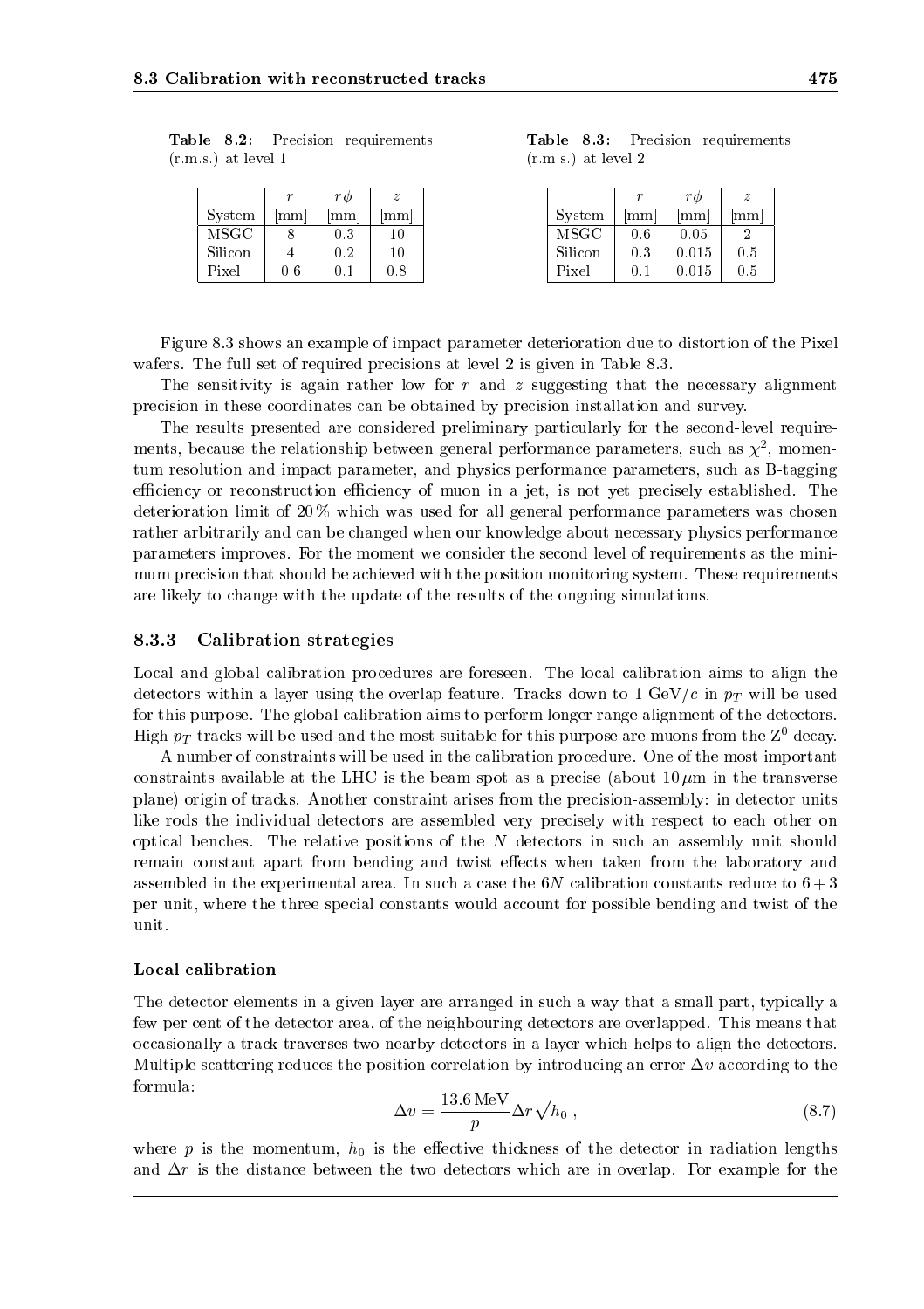**Table 8.2:** Precision requirements (r.m.s.) at level 1

| System | $r$ [mm] | $r\phi$ [mm] | $z$ [mm] |
|---|---|---|---|
| MSGC | 8 | 0.3 | 10 |
| Silicon | 4 | 0.2 | 10 |
| Pixel | 0.6 | 0.1 | 0.8 |

**Table 8.3:** Precision requirements (r.m.s.) at level 2

| System | $r$ [mm] | $r\phi$ [mm] | $z$ [mm] |
|---|---|---|---|
| MSGC | 0.6 | 0.05 | 2 |
| Silicon | 0.3 | 0.015 | 0.5 |
| Pixel | 0.1 | 0.015 | 0.5 |

Figure 8.3 shows an example of impact parameter deterioration due to distortion of the Pixel wafers. The full set of required precisions at level 2 is given in Table 8.3.

The sensitivity is again rather low for $r$ and $z$ suggesting that the necessary alignment precision in these coordinates can be obtained by precision installation and survey.

The results presented are considered preliminary particularly for the second-level requirements, because the relationship between general performance parameters, such as $\chi^2$, momentum resolution and impact parameter, and physics performance parameters, such as B-tagging efficiency or reconstruction efficiency of muon in a jet, is not yet precisely established. The deterioration limit of 20 % which was used for all general performance parameters was chosen rather arbitrarily and can be changed when our knowledge about necessary physics performance parameters improves. For the moment we consider the second level of requirements as the minimum precision that should be achieved with the position monitoring system. These requirements are likely to change with the update of the results of the ongoing simulations.

### 8.3.3 Calibration strategies

Local and global calibration procedures are foreseen. The local calibration aims to align the detectors within a layer using the overlap feature. Tracks down to 1 GeV/$c$ in $p_T$ will be used for this purpose. The global calibration aims to perform longer range alignment of the detectors. High $p_T$ tracks will be used and the most suitable for this purpose are muons from the $Z^0$ decay.

A number of constraints will be used in the calibration procedure. One of the most important constraints available at the LHC is the beam spot as a precise (about $10\,\mu$m in the transverse plane) origin of tracks. Another constraint arises from the precision-assembly: in detector units like rods the individual detectors are assembled very precisely with respect to each other on optical benches. The relative positions of the $N$ detectors in such an assembly unit should remain constant apart from bending and twist effects when taken from the laboratory and assembled in the experimental area. In such a case the $6N$ calibration constants reduce to $6+3$ per unit, where the three special constants would account for possible bending and twist of the unit.

#### Local calibration

The detector elements in a given layer are arranged in such a way that a small part, typically a few per cent of the detector area, of the neighbouring detectors are overlapped. This means that occasionally a track traverses two nearby detectors in a layer which helps to align the detectors. Multiple scattering reduces the position correlation by introducing an error $\Delta v$ according to the formula:

$$\Delta v = \frac{13.6\,\text{MeV}}{p} \Delta r \sqrt{h_0}\,, \tag{8.7}$$

where $p$ is the momentum, $h_0$ is the effective thickness of the detector in radiation lengths and $\Delta r$ is the distance between the two detectors which are in overlap. For example for the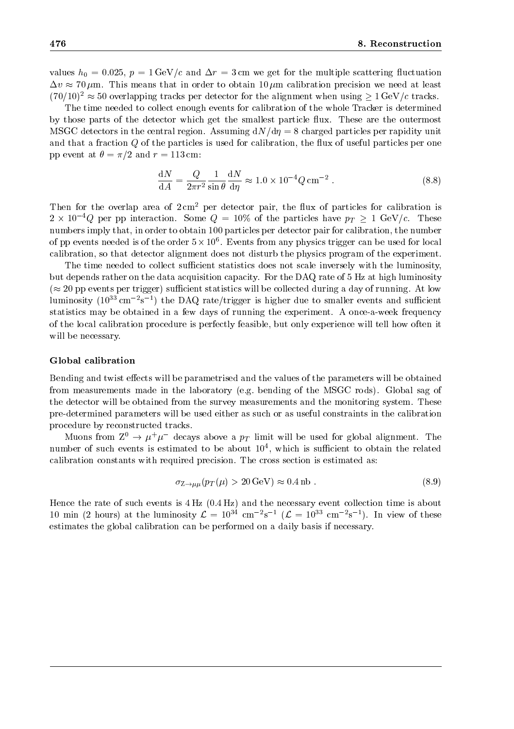values $h_0 = 0.025$, $p = 1\,\mathrm{GeV}/c$ and $\Delta r = 3\,\mathrm{cm}$ we get for the multiple scattering fluctuation $\Delta v \approx 70\,\mu\mathrm{m}$. This means that in order to obtain $10\,\mu\mathrm{m}$ calibration precision we need at least $(70/10)^2 \approx 50$ overlapping tracks per detector for the alignment when using $\geq 1\,\mathrm{GeV}/c$ tracks.

The time needed to collect enough events for calibration of the whole Tracker is determined by those parts of the detector which get the smallest particle flux. These are the outermost MSGC detectors in the central region. Assuming $\mathrm{d}N/\mathrm{d}\eta = 8$ charged particles per rapidity unit and that a fraction $Q$ of the particles is used for calibration, the flux of useful particles per one pp event at $\theta = \pi/2$ and $r = 113\,\mathrm{cm}$:

$$\frac{\mathrm{d}N}{\mathrm{d}A} = \frac{Q}{2\pi r^2} \frac{1}{\sin\theta} \frac{\mathrm{d}N}{\mathrm{d}\eta} \approx 1.0 \times 10^{-4} Q\,\mathrm{cm}^{-2}\,. \tag{8.8}$$

Then for the overlap area of $2\,\mathrm{cm}^2$ per detector pair, the flux of particles for calibration is $2 \times 10^{-4} Q$ per pp interaction. Some $Q = 10\%$ of the particles have $p_T \geq 1\ \mathrm{GeV}/c$. These numbers imply that, in order to obtain 100 particles per detector pair for calibration, the number of pp events needed is of the order $5 \times 10^6$. Events from any physics trigger can be used for local calibration, so that detector alignment does not disturb the physics program of the experiment.

The time needed to collect sufficient statistics does not scale inversely with the luminosity, but depends rather on the data acquisition capacity. For the DAQ rate of 5 Hz at high luminosity ($\approx 20$ pp events per trigger) sufficient statistics will be collected during a day of running. At low luminosity ($10^{33}\,\mathrm{cm}^{-2}\mathrm{s}^{-1}$) the DAQ rate/trigger is higher due to smaller events and sufficient statistics may be obtained in a few days of running the experiment. A once-a-week frequency of the local calibration procedure is perfectly feasible, but only experience will tell how often it will be necessary.

### Global calibration

Bending and twist effects will be parametrised and the values of the parameters will be obtained from measurements made in the laboratory (e.g. bending of the MSGC rods). Global sag of the detector will be obtained from the survey measurements and the monitoring system. These pre-determined parameters will be used either as such or as useful constraints in the calibration procedure by reconstructed tracks.

Muons from $\mathrm{Z}^0 \to \mu^+\mu^-$ decays above a $p_T$ limit will be used for global alignment. The number of such events is estimated to be about $10^4$, which is sufficient to obtain the related calibration constants with required precision. The cross section is estimated as:

$$\sigma_{\mathrm{Z}\to\mu\mu}(p_T(\mu) > 20\,\mathrm{GeV}) \approx 0.4\,\mathrm{nb}\,. \tag{8.9}$$

Hence the rate of such events is 4 Hz (0.4 Hz) and the necessary event collection time is about 10 min (2 hours) at the luminosity $\mathcal{L} = 10^{34}\ \mathrm{cm}^{-2}\mathrm{s}^{-1}$ ($\mathcal{L} = 10^{33}\ \mathrm{cm}^{-2}\mathrm{s}^{-1}$). In view of these estimates the global calibration can be performed on a daily basis if necessary.